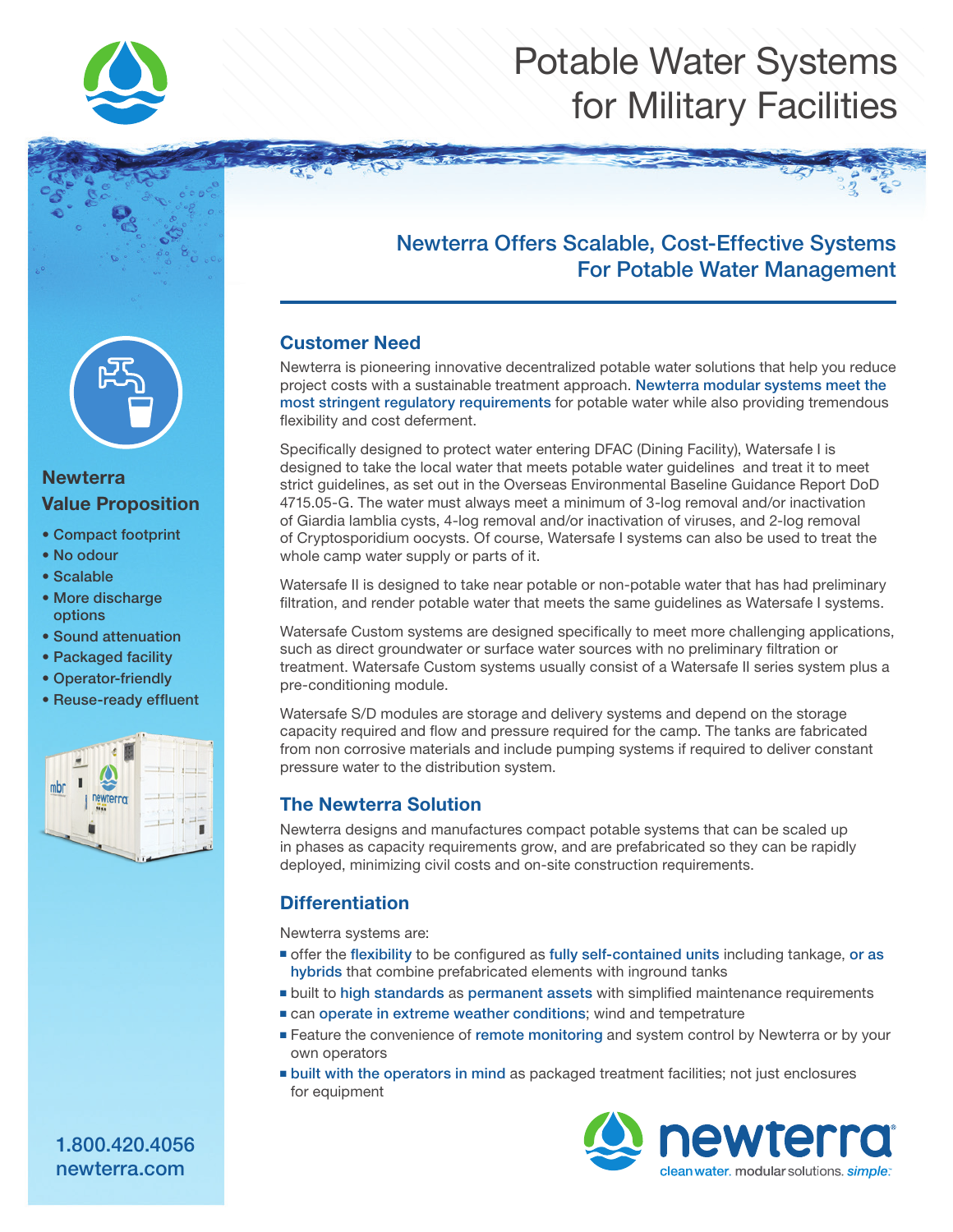# Potable Water Systems for Military Facilities

## Newterra Offers Scalable, Cost-Effective Systems For Potable Water Management

### Newterra Value Proposition

- Compact footprint
- No odour
- Scalable
- More discharge options
- Sound attenuation
- Packaged facility
- Operator-friendly
- Reuse-ready effluent

1.800.420.4056
newterra.com

### Customer Need

Newterra is pioneering innovative decentralized potable water solutions that help you reduce project costs with a sustainable treatment approach. Newterra modular systems meet the most stringent regulatory requirements for potable water while also providing tremendous flexibility and cost deferment.

Specifically designed to protect water entering DFAC (Dining Facility), Watersafe I is designed to take the local water that meets potable water guidelines and treat it to meet strict guidelines, as set out in the Overseas Environmental Baseline Guidance Report DoD 4715.05-G. The water must always meet a minimum of 3-log removal and/or inactivation of Giardia lamblia cysts, 4-log removal and/or inactivation of viruses, and 2-log removal of Cryptosporidium oocysts. Of course, Watersafe I systems can also be used to treat the whole camp water supply or parts of it.

Watersafe II is designed to take near potable or non-potable water that has had preliminary filtration, and render potable water that meets the same guidelines as Watersafe I systems.

Watersafe Custom systems are designed specifically to meet more challenging applications, such as direct groundwater or surface water sources with no preliminary filtration or treatment. Watersafe Custom systems usually consist of a Watersafe II series system plus a pre-conditioning module.

Watersafe S/D modules are storage and delivery systems and depend on the storage capacity required and flow and pressure required for the camp. The tanks are fabricated from non corrosive materials and include pumping systems if required to deliver constant pressure water to the distribution system.

### The Newterra Solution

Newterra designs and manufactures compact potable systems that can be scaled up in phases as capacity requirements grow, and are prefabricated so they can be rapidly deployed, minimizing civil costs and on-site construction requirements.

### Differentiation

Newterra systems are:

- offer the flexibility to be configured as fully self-contained units including tankage, or as hybrids that combine prefabricated elements with inground tanks
- built to high standards as permanent assets with simplified maintenance requirements
- can operate in extreme weather conditions; wind and tempetrature
- Feature the convenience of remote monitoring and system control by Newterra or by your own operators
- built with the operators in mind as packaged treatment facilities; not just enclosures for equipment

newterra
cleanwater. modularsolutions. *simple.*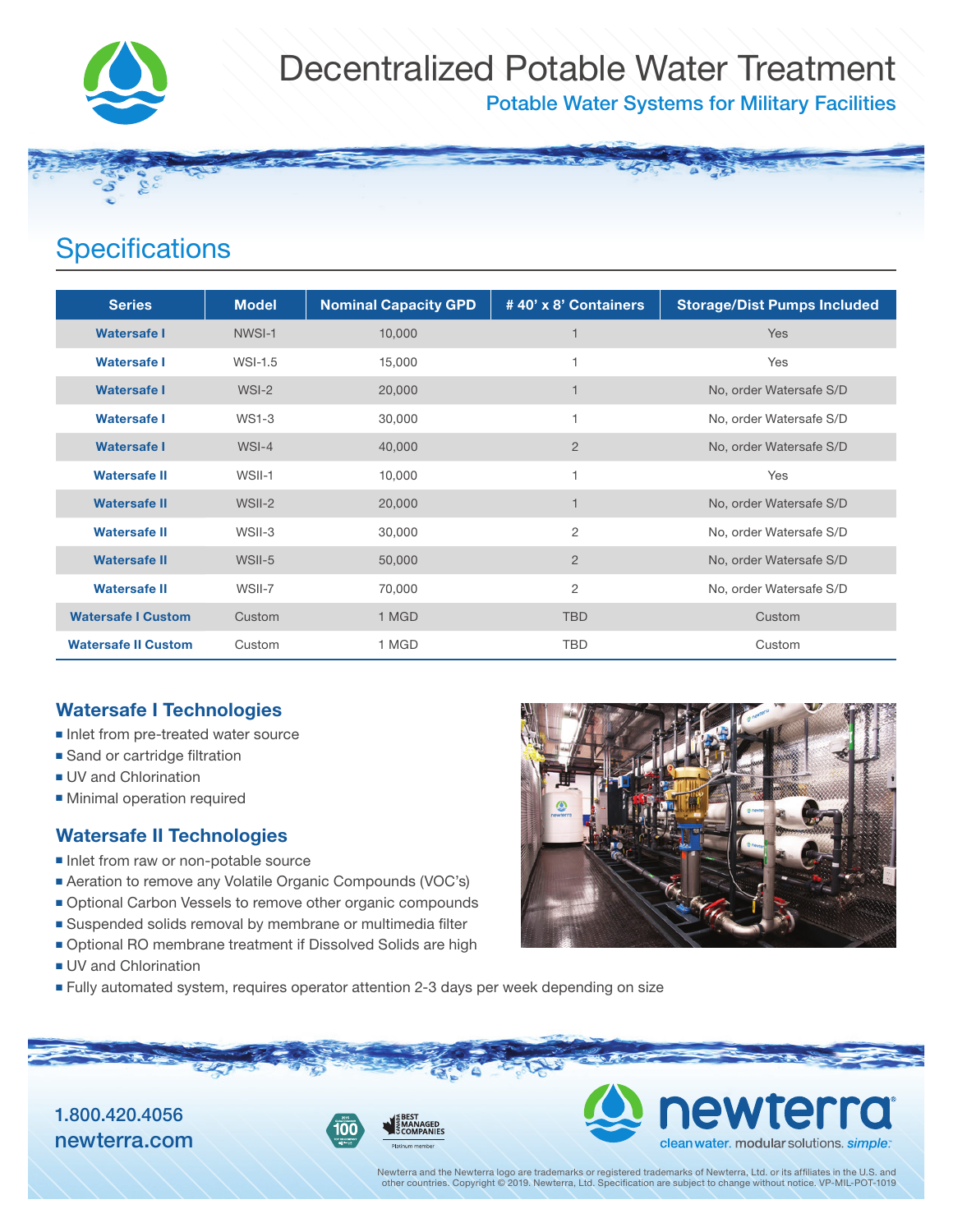# Decentralized Potable Water Treatment

## Potable Water Systems for Military Facilities

## Specifications

| Series | Model | Nominal Capacity GPD | # 40' x 8' Containers | Storage/Dist Pumps Included |
|---|---|---|---|---|
| **Watersafe I** | NWSI-1 | 10,000 | 1 | Yes |
| **Watersafe I** | WSI-1.5 | 15,000 | 1 | Yes |
| **Watersafe I** | WSI-2 | 20,000 | 1 | No, order Watersafe S/D |
| **Watersafe I** | WS1-3 | 30,000 | 1 | No, order Watersafe S/D |
| **Watersafe I** | WSI-4 | 40,000 | 2 | No, order Watersafe S/D |
| **Watersafe II** | WSII-1 | 10,000 | 1 | Yes |
| **Watersafe II** | WSII-2 | 20,000 | 1 | No, order Watersafe S/D |
| **Watersafe II** | WSII-3 | 30,000 | 2 | No, order Watersafe S/D |
| **Watersafe II** | WSII-5 | 50,000 | 2 | No, order Watersafe S/D |
| **Watersafe II** | WSII-7 | 70,000 | 2 | No, order Watersafe S/D |
| **Watersafe I Custom** | Custom | 1 MGD | TBD | Custom |
| **Watersafe II Custom** | Custom | 1 MGD | TBD | Custom |

### Watersafe I Technologies

- Inlet from pre-treated water source
- Sand or cartridge filtration
- UV and Chlorination
- Minimal operation required

### Watersafe II Technologies

- Inlet from raw or non-potable source
- Aeration to remove any Volatile Organic Compounds (VOC's)
- Optional Carbon Vessels to remove other organic compounds
- Suspended solids removal by membrane or multimedia filter
- Optional RO membrane treatment if Dissolved Solids are high
- UV and Chlorination
- Fully automated system, requires operator attention 2-3 days per week depending on size

1.800.420.4056
newterra.com

newterra
clean water. modular solutions. *simple.*

Newterra and the Newterra logo are trademarks or registered trademarks of Newterra, Ltd. or its affiliates in the U.S. and other countries. Copyright © 2019. Newterra, Ltd. Specification are subject to change without notice. VP-MIL-POT-1019